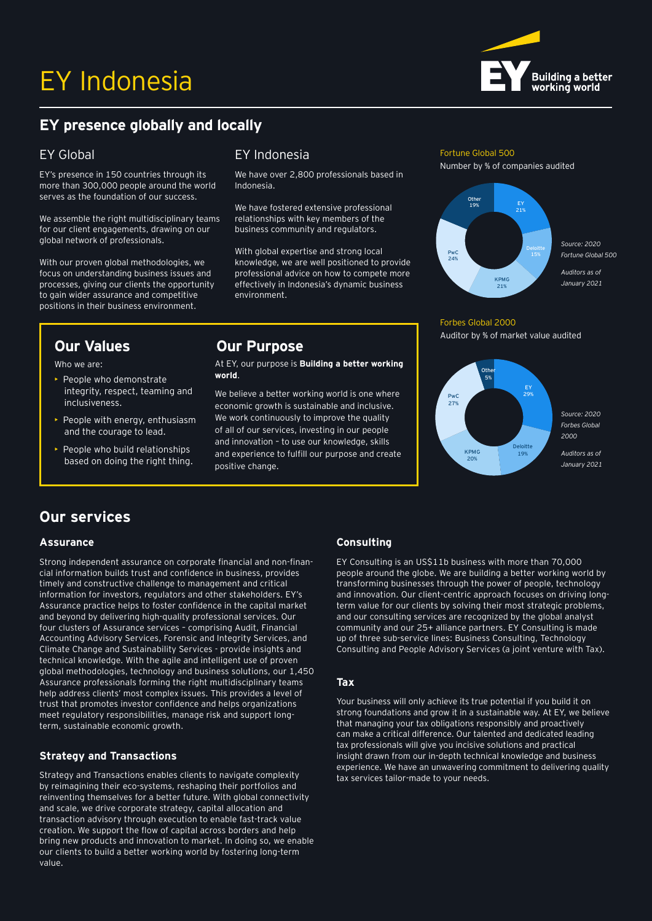# EY Indonesia

Building a better working world

## EY presence globally and locally

### EY Global

EY's presence in 150 countries through its more than 300,000 people around the world serves as the foundation of our success.

We assemble the right multidisciplinary teams for our client engagements, drawing on our global network of professionals.

With our proven global methodologies, we focus on understanding business issues and processes, giving our clients the opportunity to gain wider assurance and competitive positions in their business environment.

### EY Indonesia

We have over 2,800 professionals based in Indonesia.

We have fostered extensive professional relationships with key members of the business community and regulators.

With global expertise and strong local knowledge, we are well positioned to provide professional advice on how to compete more effectively in Indonesia's dynamic business environment.

Fortune Global 500

Number by % of companies audited

| Auditor | % |
| --- | --- |
| EY | 21% |
| Deloitte | 15% |
| KPMG | 21% |
| PwC | 24% |
| Other | 19% |

*Source: 2020 Fortune Global 500*

*Auditors as of January 2021*

Forbes Global 2000

Auditor by % of market value audited

| Auditor | % |
| --- | --- |
| EY | 29% |
| Deloitte | 19% |
| KPMG | 20% |
| PwC | 27% |
| Other | 5% |

*Source: 2020 Forbes Global 2000*

*Auditors as of January 2021*

## Our Values

Who we are:

- People who demonstrate integrity, respect, teaming and inclusiveness.
- People with energy, enthusiasm and the courage to lead.
- People who build relationships based on doing the right thing.

## Our Purpose

At EY, our purpose is **Building a better working world**.

We believe a better working world is one where economic growth is sustainable and inclusive. We work continuously to improve the quality of all of our services, investing in our people and innovation – to use our knowledge, skills and experience to fulfill our purpose and create positive change.

## Our services

### Assurance

Strong independent assurance on corporate financial and non-financial information builds trust and confidence in business, provides timely and constructive challenge to management and critical information for investors, regulators and other stakeholders. EY's Assurance practice helps to foster confidence in the capital market and beyond by delivering high-quality professional services. Our four clusters of Assurance services – comprising Audit, Financial Accounting Advisory Services, Forensic and Integrity Services, and Climate Change and Sustainability Services - provide insights and technical knowledge. With the agile and intelligent use of proven global methodologies, technology and business solutions, our 1,450 Assurance professionals forming the right multidisciplinary teams help address clients' most complex issues. This provides a level of trust that promotes investor confidence and helps organizations meet regulatory responsibilities, manage risk and support long-term, sustainable economic growth.

### Strategy and Transactions

Strategy and Transactions enables clients to navigate complexity by reimagining their eco-systems, reshaping their portfolios and reinventing themselves for a better future. With global connectivity and scale, we drive corporate strategy, capital allocation and transaction advisory through execution to enable fast-track value creation. We support the flow of capital across borders and help bring new products and innovation to market. In doing so, we enable our clients to build a better working world by fostering long-term value.

### Consulting

EY Consulting is an US$11b business with more than 70,000 people around the globe. We are building a better working world by transforming businesses through the power of people, technology and innovation. Our client-centric approach focuses on driving long-term value for our clients by solving their most strategic problems, and our consulting services are recognized by the global analyst community and our 25+ alliance partners. EY Consulting is made up of three sub-service lines: Business Consulting, Technology Consulting and People Advisory Services (a joint venture with Tax).

### Tax

Your business will only achieve its true potential if you build it on strong foundations and grow it in a sustainable way. At EY, we believe that managing your tax obligations responsibly and proactively can make a critical difference. Our talented and dedicated leading tax professionals will give you incisive solutions and practical insight drawn from our in-depth technical knowledge and business experience. We have an unwavering commitment to delivering quality tax services tailor-made to your needs.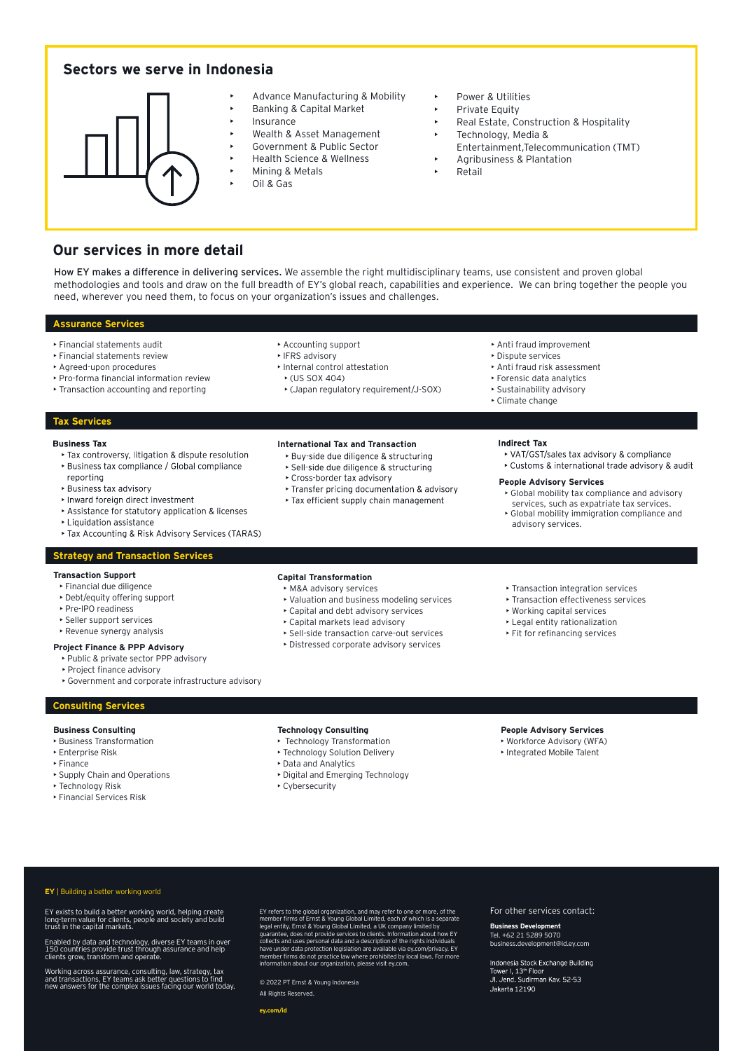## Sectors we serve in Indonesia

- Advance Manufacturing & Mobility
- Banking & Capital Market
- Insurance
- Wealth & Asset Management
- Government & Public Sector
- Health Science & Wellness
- Mining & Metals
- Oil & Gas
- Power & Utilities
- Private Equity
- Real Estate, Construction & Hospitality
- Technology, Media & Entertainment,Telecommunication (TMT)
- Agribusiness & Plantation
- Retail

## Our services in more detail

**How EY makes a difference in delivering services.** We assemble the right multidisciplinary teams, use consistent and proven global methodologies and tools and draw on the full breadth of EY's global reach, capabilities and experience. We can bring together the people you need, wherever you need them, to focus on your organization's issues and challenges.

### Assurance Services

- Financial statements audit
- Financial statements review
- Agreed-upon procedures
- Pro-forma financial information review
- Transaction accounting and reporting
- Accounting support
- IFRS advisory
- Internal control attestation
  - (US SOX 404)
  - (Japan regulatory requirement/J-SOX)
- Anti fraud improvement
- Dispute services
- Anti fraud risk assessment
- Forensic data analytics
- Sustainability advisory
- Climate change

### Tax Services

**Business Tax**

- Tax controversy, litigation & dispute resolution
- Business tax compliance / Global compliance reporting
- Business tax advisory
- Inward foreign direct investment
- Assistance for statutory application & licenses
- Liquidation assistance
- Tax Accounting & Risk Advisory Services (TARAS)

**International Tax and Transaction**

- Buy-side due diligence & structuring
- Sell-side due diligence & structuring
- Cross-border tax advisory
- Transfer pricing documentation & advisory
- Tax efficient supply chain management

**Indirect Tax**

- VAT/GST/sales tax advisory & compliance
- Customs & international trade advisory & audit

**People Advisory Services**

- Global mobility tax compliance and advisory services, such as expatriate tax services.
- Global mobility immigration compliance and advisory services.

### Strategy and Transaction Services

**Transaction Support**

- Financial due diligence
- Debt/equity offering support
- Pre-IPO readiness
- Seller support services
- Revenue synergy analysis

**Project Finance & PPP Advisory**

- Public & private sector PPP advisory
- Project finance advisory
- Government and corporate infrastructure advisory

**Capital Transformation**

- M&A advisory services
- Valuation and business modeling services
- Capital and debt advisory services
- Capital markets lead advisory
- Sell-side transaction carve-out services
- Distressed corporate advisory services
- Transaction integration services
- Transaction effectiveness services
- Working capital services
- Legal entity rationalization
- Fit for refinancing services

### Consulting Services

**Business Consulting**

- Business Transformation
- Enterprise Risk
- Finance
- Supply Chain and Operations
- Technology Risk
- Financial Services Risk

**Technology Consulting**

- Technology Transformation
- Technology Solution Delivery
- Data and Analytics
- Digital and Emerging Technology
- Cybersecurity

**People Advisory Services**

- Workforce Advisory (WFA)
- Integrated Mobile Talent

**EY** | Building a better working world

EY exists to build a better working world, helping create long-term value for clients, people and society and build trust in the capital markets.

Enabled by data and technology, diverse EY teams in over 150 countries provide trust through assurance and help clients grow, transform and operate.

Working across assurance, consulting, law, strategy, tax and transactions, EY teams ask better questions to find new answers for the complex issues facing our world today.

EY refers to the global organization, and may refer to one or more, of the member firms of Ernst & Young Global Limited, each of which is a separate legal entity. Ernst & Young Global Limited, a UK company limited by guarantee, does not provide services to clients. Information about how EY collects and uses personal data and a description of the rights individuals have under data protection legislation are available via ey.com/privacy. EY member firms do not practice law where prohibited by local laws. For more information about our organization, please visit ey.com.

© 2022 PT Ernst & Young Indonesia

All Rights Reserved.

ey.com/id

For other services contact:

**Business Development**
Tel. +62 21 5289 5070
business.development@id.ey.com

Indonesia Stock Exchange Building
Tower I, 13th Floor
Jl. Jend. Sudirman Kav. 52-53
Jakarta 12190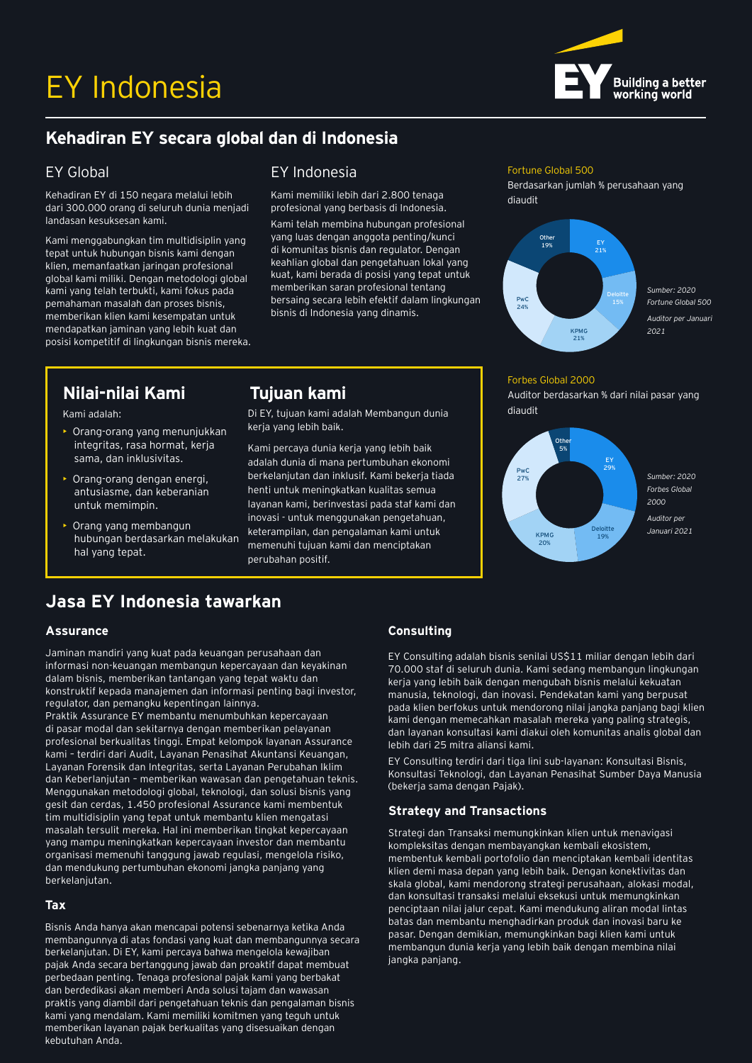# EY Indonesia

Building a better working world

## Kehadiran EY secara global dan di Indonesia

### EY Global

Kehadiran EY di 150 negara melalui lebih dari 300.000 orang di seluruh dunia menjadi landasan kesuksesan kami.

Kami menggabungkan tim multidisiplin yang tepat untuk hubungan bisnis kami dengan klien, memanfaatkan jaringan profesional global kami miliki. Dengan metodologi global kami yang telah terbukti, kami fokus pada pemahaman masalah dan proses bisnis, memberikan klien kami kesempatan untuk mendapatkan jaminan yang lebih kuat dan posisi kompetitif di lingkungan bisnis mereka.

### EY Indonesia

Kami memiliki lebih dari 2.800 tenaga profesional yang berbasis di Indonesia.

Kami telah membina hubungan profesional yang luas dengan anggota penting/kunci di komunitas bisnis dan regulator. Dengan keahlian global dan pengetahuan lokal yang kuat, kami berada di posisi yang tepat untuk memberikan saran profesional tentang bersaing secara lebih efektif dalam lingkungan bisnis di Indonesia yang dinamis.

### Fortune Global 500

Berdasarkan jumlah % perusahaan yang diaudit

| Auditor | % |
|---|---|
| EY | 21% |
| Deloitte | 15% |
| KPMG | 21% |
| PwC | 24% |
| Other | 19% |

*Sumber: 2020 Fortune Global 500*

*Auditor per Januari 2021*

### Forbes Global 2000

Auditor berdasarkan % dari nilai pasar yang diaudit

| Auditor | % |
|---|---|
| EY | 29% |
| Deloitte | 19% |
| KPMG | 20% |
| PwC | 27% |
| Other | 5% |

*Sumber: 2020 Forbes Global 2000*

*Auditor per Januari 2021*

## Nilai-nilai Kami

Kami adalah:

- Orang-orang yang menunjukkan integritas, rasa hormat, kerja sama, dan inklusivitas.
- Orang-orang dengan energi, antusiasme, dan keberanian untuk memimpin.
- Orang yang membangun hubungan berdasarkan melakukan hal yang tepat.

## Tujuan kami

Di EY, tujuan kami adalah Membangun dunia kerja yang lebih baik.

Kami percaya dunia kerja yang lebih baik adalah dunia di mana pertumbuhan ekonomi berkelanjutan dan inklusif. Kami bekerja tiada henti untuk meningkatkan kualitas semua layanan kami, berinvestasi pada staf kami dan inovasi - untuk menggunakan pengetahuan, keterampilan, dan pengalaman kami untuk memenuhi tujuan kami dan menciptakan perubahan positif.

## Jasa EY Indonesia tawarkan

### Assurance

Jaminan mandiri yang kuat pada keuangan perusahaan dan informasi non-keuangan membangun kepercayaan dan keyakinan dalam bisnis, memberikan tantangan yang tepat waktu dan konstruktif kepada manajemen dan informasi penting bagi investor, regulator, dan pemangku kepentingan lainnya.

Praktik Assurance EY membantu menumbuhkan kepercayaan di pasar modal dan sekitarnya dengan memberikan pelayanan profesional berkualitas tinggi. Empat kelompok layanan Assurance kami – terdiri dari Audit, Layanan Penasihat Akuntansi Keuangan, Layanan Forensik dan Integritas, serta Layanan Perubahan Iklim dan Keberlanjutan – memberikan wawasan dan pengetahuan teknis. Menggunakan metodologi global, teknologi, dan solusi bisnis yang gesit dan cerdas, 1.450 profesional Assurance kami membentuk tim multidisiplin yang tepat untuk membantu klien mengatasi masalah tersulit mereka. Hal ini memberikan tingkat kepercayaan yang mampu meningkatkan kepercayaan investor dan membantu organisasi memenuhi tanggung jawab regulasi, mengelola risiko, dan mendukung pertumbuhan ekonomi jangka panjang yang berkelanjutan.

### Tax

Bisnis Anda hanya akan mencapai potensi sebenarnya ketika Anda membangunnya di atas fondasi yang kuat dan membangunnya secara berkelanjutan. Di EY, kami percaya bahwa mengelola kewajiban pajak Anda secara bertanggung jawab dan proaktif dapat membuat perbedaan penting. Tenaga profesional pajak kami yang berbakat dan berdedikasi akan memberi Anda solusi tajam dan wawasan praktis yang diambil dari pengetahuan teknis dan pengalaman bisnis kami yang mendalam. Kami memiliki komitmen yang teguh untuk memberikan layanan pajak berkualitas yang disesuaikan dengan kebutuhan Anda.

### Consulting

EY Consulting adalah bisnis senilai US$11 miliar dengan lebih dari 70.000 staf di seluruh dunia. Kami sedang membangun lingkungan kerja yang lebih baik dengan mengubah bisnis melalui kekuatan manusia, teknologi, dan inovasi. Pendekatan kami yang berpusat pada klien berfokus untuk mendorong nilai jangka panjang bagi klien kami dengan memecahkan masalah mereka yang paling strategis, dan layanan konsultasi kami diakui oleh komunitas analis global dan lebih dari 25 mitra aliansi kami.

EY Consulting terdiri dari tiga lini sub-layanan: Konsultasi Bisnis, Konsultasi Teknologi, dan Layanan Penasihat Sumber Daya Manusia (bekerja sama dengan Pajak).

### Strategy and Transactions

Strategi dan Transaksi memungkinkan klien untuk menavigasi kompleksitas dengan membayangkan kembali ekosistem, membentuk kembali portofolio dan menciptakan kembali identitas klien demi masa depan yang lebih baik. Dengan konektivitas dan skala global, kami mendorong strategi perusahaan, alokasi modal, dan konsultasi transaksi melalui eksekusi untuk memungkinkan penciptaan nilai jalur cepat. Kami mendukung aliran modal lintas batas dan membantu menghadirkan produk dan inovasi baru ke pasar. Dengan demikian, memungkinkan bagi klien kami untuk membangun dunia kerja yang lebih baik dengan membina nilai jangka panjang.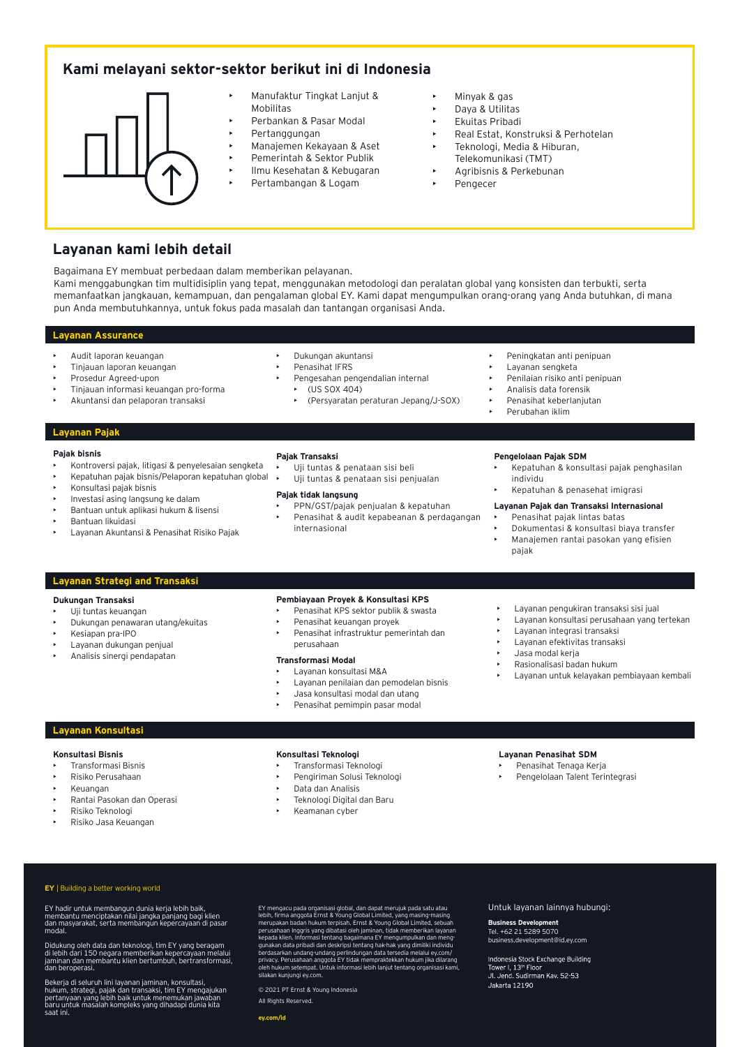## Kami melayani sektor-sektor berikut ini di Indonesia

- Manufaktur Tingkat Lanjut & Mobilitas
- Perbankan & Pasar Modal
- Pertanggungan
- Manajemen Kekayaan & Aset
- Pemerintah & Sektor Publik
- Ilmu Kesehatan & Kebugaran
- Pertambangan & Logam
- Minyak & gas
- Daya & Utilitas
- Ekuitas Pribadi
- Real Estat, Konstruksi & Perhotelan
- Teknologi, Media & Hiburan, Telekomunikasi (TMT)
- Agribisnis & Perkebunan
- Pengecer

## Layanan kami lebih detail

Bagaimana EY membuat perbedaan dalam memberikan pelayanan.

Kami menggabungkan tim multidisiplin yang tepat, menggunakan metodologi dan peralatan global yang konsisten dan terbukti, serta memanfaatkan jangkauan, kemampuan, dan pengalaman global EY. Kami dapat mengumpulkan orang-orang yang Anda butuhkan, di mana pun Anda membutuhkannya, untuk fokus pada masalah dan tantangan organisasi Anda.

### Layanan Assurance

- Audit laporan keuangan
- Tinjauan laporan keuangan
- Prosedur Agreed-upon
- Tinjauan informasi keuangan pro-forma
- Akuntansi dan pelaporan transaksi
- Dukungan akuntansi
- Penasihat IFRS
- Pengesahan pengendalian internal
  - (US SOX 404)
  - (Persyaratan peraturan Jepang/J-SOX)
- Peningkatan anti penipuan
- Layanan sengketa
- Penilaian risiko anti penipuan
- Analisis data forensik
- Penasihat keberlanjutan
- Perubahan iklim

### Layanan Pajak

**Pajak bisnis**
- Kontroversi pajak, litigasi & penyelesaian sengketa
- Kepatuhan pajak bisnis/Pelaporan kepatuhan global
- Konsultasi pajak bisnis
- Investasi asing langsung ke dalam
- Bantuan untuk aplikasi hukum & lisensi
- Bantuan likuidasi
- Layanan Akuntansi & Penasihat Risiko Pajak

**Pajak Transaksi**
- Uji tuntas & penataan sisi beli
- Uji tuntas & penataan sisi penjualan

**Pajak tidak langsung**
- PPN/GST/pajak penjualan & kepatuhan
- Penasihat & audit kepabeanan & perdagangan internasional

**Pengelolaan Pajak SDM**
- Kepatuhan & konsultasi pajak penghasilan individu
- Kepatuhan & penasehat imigrasi

**Layanan Pajak dan Transaksi Internasional**
- Penasihat pajak lintas batas
- Dokumentasi & konsultasi biaya transfer
- Manajemen rantai pasokan yang efisien pajak

### Layanan Strategi and Transaksi

**Dukungan Transaksi**
- Uji tuntas keuangan
- Dukungan penawaran utang/ekuitas
- Kesiapan pra-IPO
- Layanan dukungan penjual
- Analisis sinergi pendapatan

**Pembiayaan Proyek & Konsultasi KPS**
- Penasihat KPS sektor publik & swasta
- Penasihat keuangan proyek
- Penasihat infrastruktur pemerintah dan perusahaan

**Transformasi Modal**
- Layanan konsultasi M&A
- Layanan penilaian dan pemodelan bisnis
- Jasa konsultasi modal dan utang
- Penasihat pemimpin pasar modal

- Layanan pengukiran transaksi sisi jual
- Layanan konsultasi perusahaan yang tertekan
- Layanan integrasi transaksi
- Layanan efektivitas transaksi
- Jasa modal kerja
- Rasionalisasi badan hukum
- Layanan untuk kelayakan pembiayaan kembali

### Layanan Konsultasi

**Konsultasi Bisnis**
- Transformasi Bisnis
- Risiko Perusahaan
- Keuangan
- Rantai Pasokan dan Operasi
- Risiko Teknologi
- Risiko Jasa Keuangan

**Konsultasi Teknologi**
- Transformasi Teknologi
- Pengiriman Solusi Teknologi
- Data dan Analisis
- Teknologi Digital dan Baru
- Keamanan cyber

**Layanan Penasihat SDM**
- Penasihat Tenaga Kerja
- Pengelolaan Talent Terintegrasi

**EY** | Building a better working world

EY hadir untuk membangun dunia kerja lebih baik, membantu menciptakan nilai jangka panjang bagi klien dan masyarakat, serta membangun kepercayaan di pasar modal.

Didukung oleh data dan teknologi, tim EY yang beragam di lebih dari 150 negara memberikan kepercayaan melalui jaminan dan membantu klien bertumbuh, bertransformasi, dan beroperasi.

Bekerja di seluruh lini layanan jaminan, konsultasi, hukum, strategi, pajak dan transaksi, tim EY mengajukan pertanyaan yang lebih baik untuk menemukan jawaban baru untuk masalah kompleks yang dihadapi dunia kita saat ini.

EY mengacu pada organisasi global, dan dapat merujuk pada satu atau lebih, firma anggota Ernst & Young Global Limited, yang masing-masing merupakan badan hukum terpisah. Ernst & Young Global Limited, sebuah perusahaan Inggris yang dibatasi oleh jaminan, tidak memberikan layanan kepada klien. Informasi tentang bagaimana EY mengumpulkan dan menggunakan data pribadi dan deskripsi tentang hak-hak yang dimiliki individu berdasarkan undang-undang perlindungan data tersedia melalui ey.com/privacy. Perusahaan anggota EY tidak mempraktekkan hukum jika dilarang oleh hukum setempat. Untuk informasi lebih lanjut tentang organisasi kami, silakan kunjungi ey.com.

© 2021 PT Ernst & Young Indonesia

All Rights Reserved.

ey.com/id

Untuk layanan lainnya hubungi:

**Business Development**
Tel. +62 21 5289 5070
business.development@id.ey.com

Indonesia Stock Exchange Building
Tower I, 13th Floor
Jl. Jend. Sudirman Kav. 52-53
Jakarta 12190